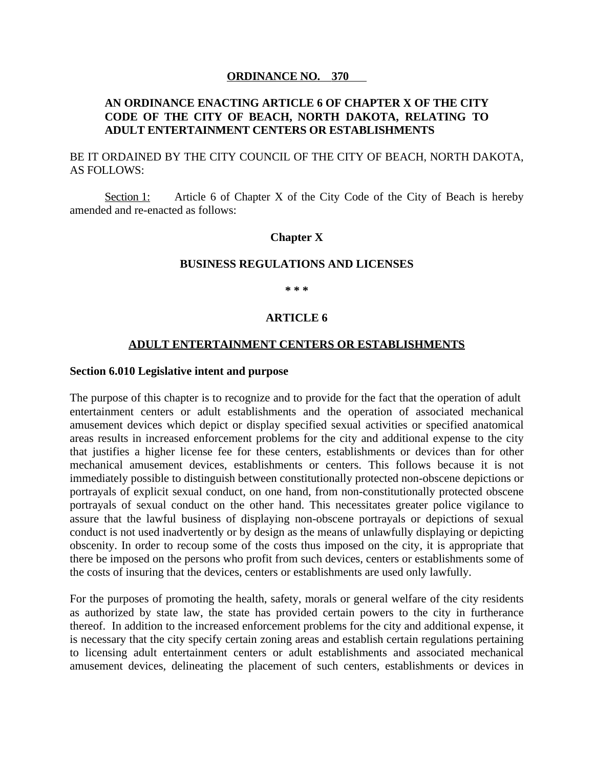**ORDINANCE NO. 370**

**AN ORDINANCE ENACTING ARTICLE 6 OF CHAPTER X OF THE CITY CODE OF THE CITY OF BEACH, NORTH DAKOTA, RELATING TO ADULT ENTERTAINMENT CENTERS OR ESTABLISHMENTS**

BE IT ORDAINED BY THE CITY COUNCIL OF THE CITY OF BEACH, NORTH DAKOTA, AS FOLLOWS:

Section 1: Article 6 of Chapter X of the City Code of the City of Beach is hereby amended and re-enacted as follows:

**Chapter X**

**BUSINESS REGULATIONS AND LICENSES**

**\* \* \***

**ARTICLE 6**

**ADULT ENTERTAINMENT CENTERS OR ESTABLISHMENTS**

**Section 6.010 Legislative intent and purpose**

The purpose of this chapter is to recognize and to provide for the fact that the operation of adult entertainment centers or adult establishments and the operation of associated mechanical amusement devices which depict or display specified sexual activities or specified anatomical areas results in increased enforcement problems for the city and additional expense to the city that justifies a higher license fee for these centers, establishments or devices than for other mechanical amusement devices, establishments or centers. This follows because it is not immediately possible to distinguish between constitutionally protected non-obscene depictions or portrayals of explicit sexual conduct, on one hand, from non-constitutionally protected obscene portrayals of sexual conduct on the other hand. This necessitates greater police vigilance to assure that the lawful business of displaying non-obscene portrayals or depictions of sexual conduct is not used inadvertently or by design as the means of unlawfully displaying or depicting obscenity. In order to recoup some of the costs thus imposed on the city, it is appropriate that there be imposed on the persons who profit from such devices, centers or establishments some of the costs of insuring that the devices, centers or establishments are used only lawfully.

For the purposes of promoting the health, safety, morals or general welfare of the city residents as authorized by state law, the state has provided certain powers to the city in furtherance thereof. In addition to the increased enforcement problems for the city and additional expense, it is necessary that the city specify certain zoning areas and establish certain regulations pertaining to licensing adult entertainment centers or adult establishments and associated mechanical amusement devices, delineating the placement of such centers, establishments or devices in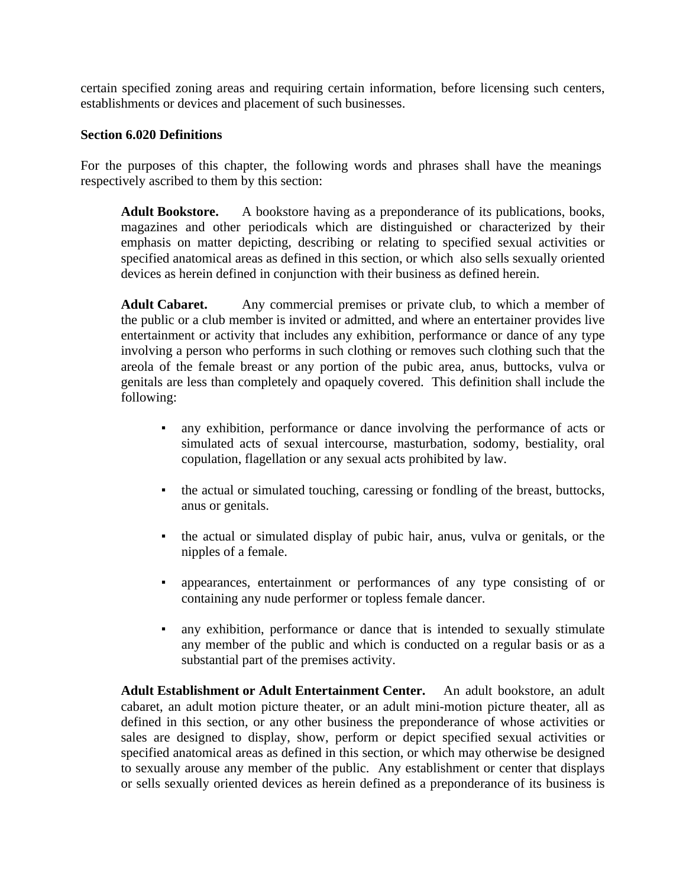certain specified zoning areas and requiring certain information, before licensing such centers, establishments or devices and placement of such businesses.

**Section 6.020 Definitions**

For the purposes of this chapter, the following words and phrases shall have the meanings respectively ascribed to them by this section:

**Adult Bookstore.** A bookstore having as a preponderance of its publications, books, magazines and other periodicals which are distinguished or characterized by their emphasis on matter depicting, describing or relating to specified sexual activities or specified anatomical areas as defined in this section, or which also sells sexually oriented devices as herein defined in conjunction with their business as defined herein.

**Adult Cabaret.** Any commercial premises or private club, to which a member of the public or a club member is invited or admitted, and where an entertainer provides live entertainment or activity that includes any exhibition, performance or dance of any type involving a person who performs in such clothing or removes such clothing such that the areola of the female breast or any portion of the pubic area, anus, buttocks, vulva or genitals are less than completely and opaquely covered. This definition shall include the following:

- any exhibition, performance or dance involving the performance of acts or simulated acts of sexual intercourse, masturbation, sodomy, bestiality, oral copulation, flagellation or any sexual acts prohibited by law.
- the actual or simulated touching, caressing or fondling of the breast, buttocks, anus or genitals.
- the actual or simulated display of pubic hair, anus, vulva or genitals, or the nipples of a female.
- appearances, entertainment or performances of any type consisting of or containing any nude performer or topless female dancer.
- any exhibition, performance or dance that is intended to sexually stimulate any member of the public and which is conducted on a regular basis or as a substantial part of the premises activity.

**Adult Establishment or Adult Entertainment Center.** An adult bookstore, an adult cabaret, an adult motion picture theater, or an adult mini-motion picture theater, all as defined in this section, or any other business the preponderance of whose activities or sales are designed to display, show, perform or depict specified sexual activities or specified anatomical areas as defined in this section, or which may otherwise be designed to sexually arouse any member of the public. Any establishment or center that displays or sells sexually oriented devices as herein defined as a preponderance of its business is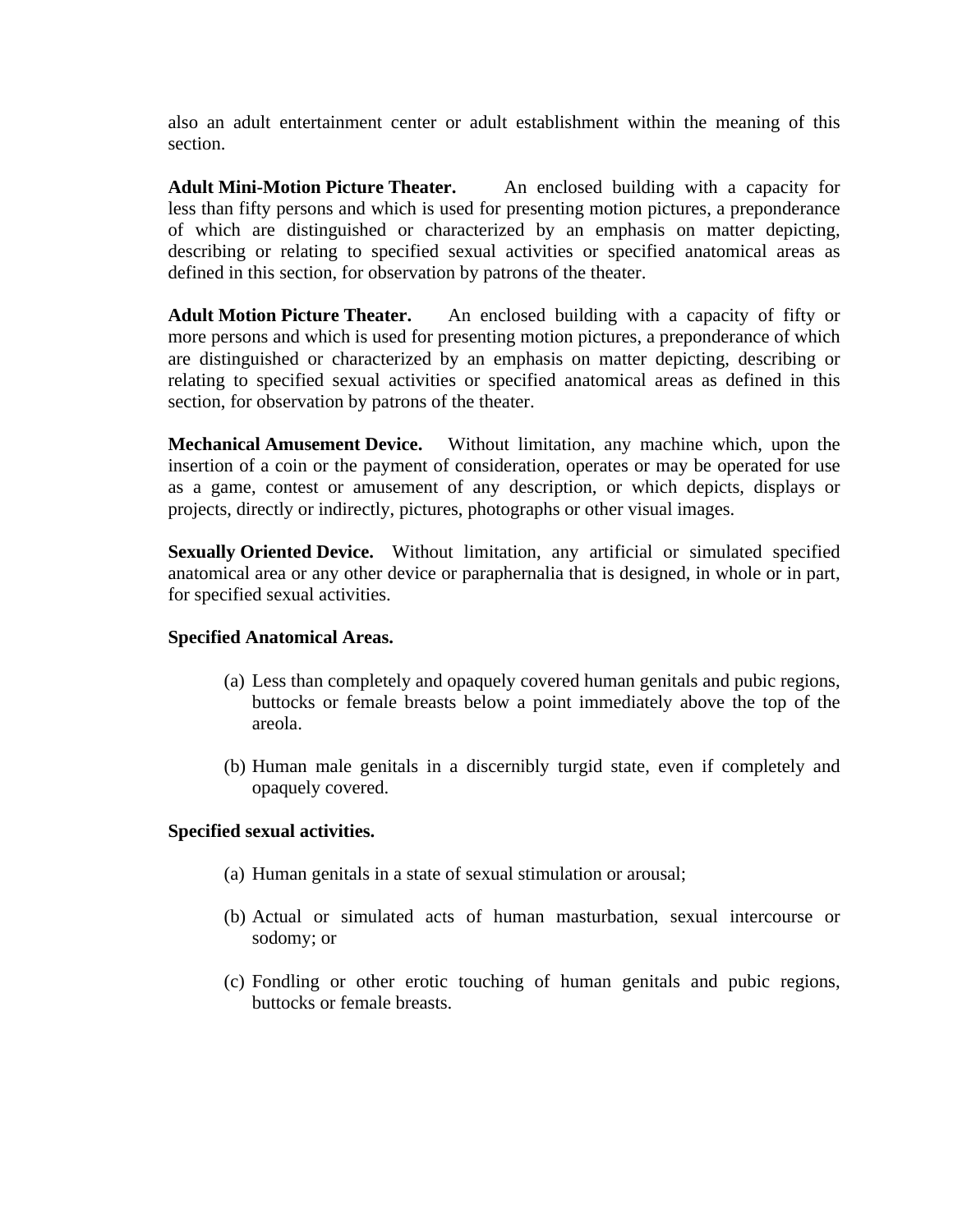also an adult entertainment center or adult establishment within the meaning of this section.

**Adult Mini-Motion Picture Theater.** An enclosed building with a capacity for less than fifty persons and which is used for presenting motion pictures, a preponderance of which are distinguished or characterized by an emphasis on matter depicting, describing or relating to specified sexual activities or specified anatomical areas as defined in this section, for observation by patrons of the theater.

**Adult Motion Picture Theater.** An enclosed building with a capacity of fifty or more persons and which is used for presenting motion pictures, a preponderance of which are distinguished or characterized by an emphasis on matter depicting, describing or relating to specified sexual activities or specified anatomical areas as defined in this section, for observation by patrons of the theater.

**Mechanical Amusement Device.** Without limitation, any machine which, upon the insertion of a coin or the payment of consideration, operates or may be operated for use as a game, contest or amusement of any description, or which depicts, displays or projects, directly or indirectly, pictures, photographs or other visual images.

**Sexually Oriented Device.** Without limitation, any artificial or simulated specified anatomical area or any other device or paraphernalia that is designed, in whole or in part, for specified sexual activities.

**Specified Anatomical Areas.**

(a) Less than completely and opaquely covered human genitals and pubic regions, buttocks or female breasts below a point immediately above the top of the areola.

(b) Human male genitals in a discernibly turgid state, even if completely and opaquely covered.

**Specified sexual activities.**

(a) Human genitals in a state of sexual stimulation or arousal;

(b) Actual or simulated acts of human masturbation, sexual intercourse or sodomy; or

(c) Fondling or other erotic touching of human genitals and pubic regions, buttocks or female breasts.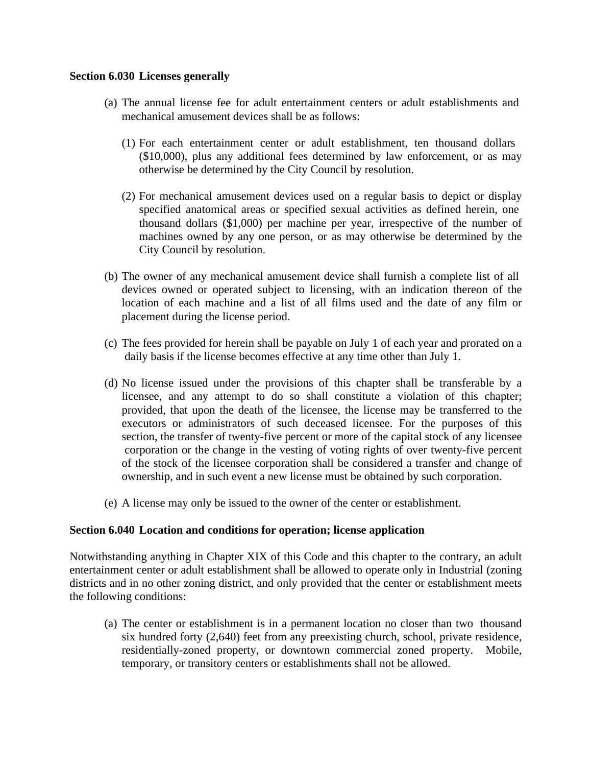**Section 6.030 Licenses generally**

(a) The annual license fee for adult entertainment centers or adult establishments and mechanical amusement devices shall be as follows:

(1) For each entertainment center or adult establishment, ten thousand dollars ($10,000), plus any additional fees determined by law enforcement, or as may otherwise be determined by the City Council by resolution.

(2) For mechanical amusement devices used on a regular basis to depict or display specified anatomical areas or specified sexual activities as defined herein, one thousand dollars ($1,000) per machine per year, irrespective of the number of machines owned by any one person, or as may otherwise be determined by the City Council by resolution.

(b) The owner of any mechanical amusement device shall furnish a complete list of all devices owned or operated subject to licensing, with an indication thereon of the location of each machine and a list of all films used and the date of any film or placement during the license period.

(c) The fees provided for herein shall be payable on July 1 of each year and prorated on a daily basis if the license becomes effective at any time other than July 1.

(d) No license issued under the provisions of this chapter shall be transferable by a licensee, and any attempt to do so shall constitute a violation of this chapter; provided, that upon the death of the licensee, the license may be transferred to the executors or administrators of such deceased licensee. For the purposes of this section, the transfer of twenty-five percent or more of the capital stock of any licensee corporation or the change in the vesting of voting rights of over twenty-five percent of the stock of the licensee corporation shall be considered a transfer and change of ownership, and in such event a new license must be obtained by such corporation.

(e) A license may only be issued to the owner of the center or establishment.

**Section 6.040 Location and conditions for operation; license application**

Notwithstanding anything in Chapter XIX of this Code and this chapter to the contrary, an adult entertainment center or adult establishment shall be allowed to operate only in Industrial (zoning districts and in no other zoning district, and only provided that the center or establishment meets the following conditions:

(a) The center or establishment is in a permanent location no closer than two thousand six hundred forty (2,640) feet from any preexisting church, school, private residence, residentially-zoned property, or downtown commercial zoned property. Mobile, temporary, or transitory centers or establishments shall not be allowed.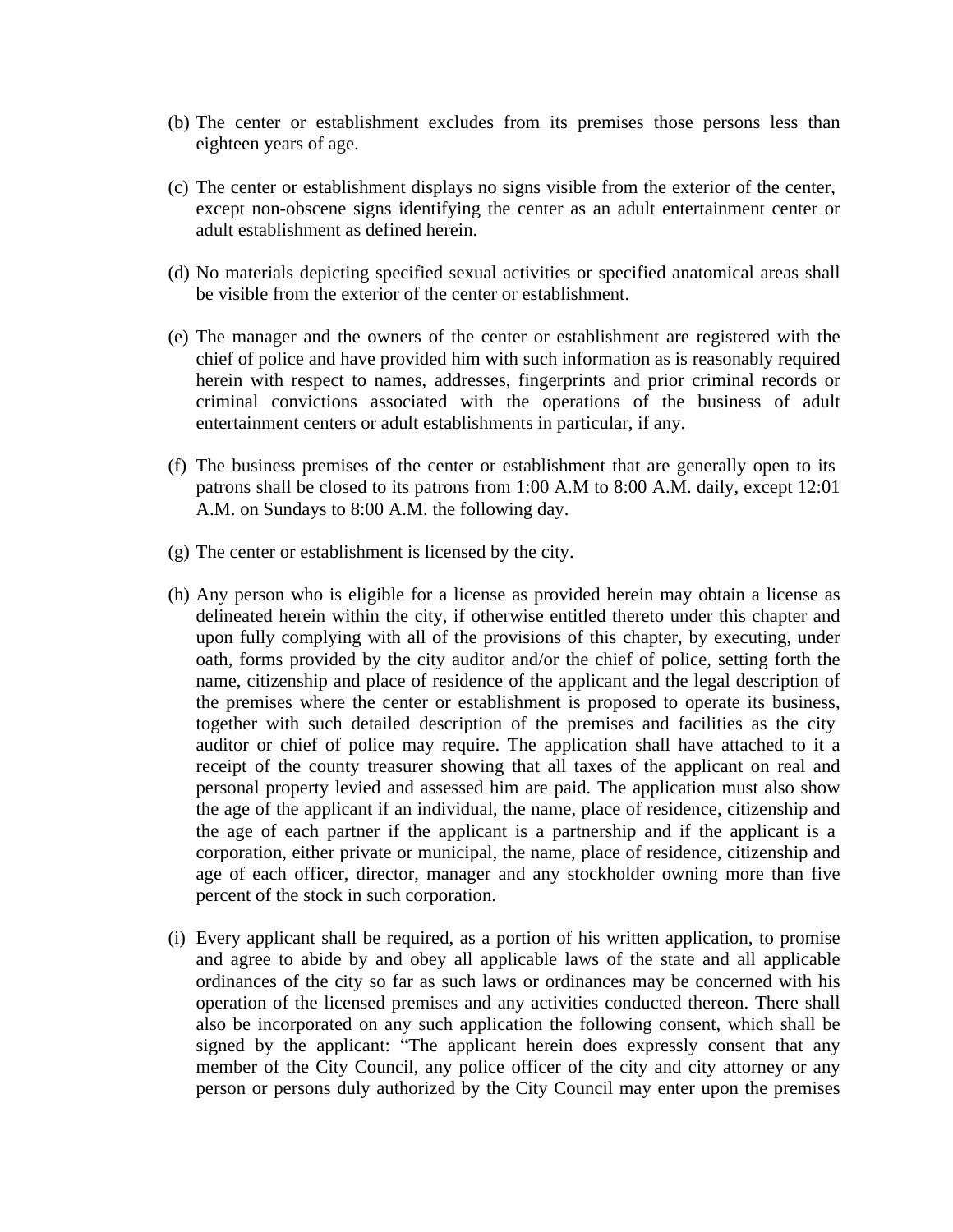(b) The center or establishment excludes from its premises those persons less than eighteen years of age.

(c) The center or establishment displays no signs visible from the exterior of the center, except non-obscene signs identifying the center as an adult entertainment center or adult establishment as defined herein.

(d) No materials depicting specified sexual activities or specified anatomical areas shall be visible from the exterior of the center or establishment.

(e) The manager and the owners of the center or establishment are registered with the chief of police and have provided him with such information as is reasonably required herein with respect to names, addresses, fingerprints and prior criminal records or criminal convictions associated with the operations of the business of adult entertainment centers or adult establishments in particular, if any.

(f) The business premises of the center or establishment that are generally open to its patrons shall be closed to its patrons from 1:00 A.M to 8:00 A.M. daily, except 12:01 A.M. on Sundays to 8:00 A.M. the following day.

(g) The center or establishment is licensed by the city.

(h) Any person who is eligible for a license as provided herein may obtain a license as delineated herein within the city, if otherwise entitled thereto under this chapter and upon fully complying with all of the provisions of this chapter, by executing, under oath, forms provided by the city auditor and/or the chief of police, setting forth the name, citizenship and place of residence of the applicant and the legal description of the premises where the center or establishment is proposed to operate its business, together with such detailed description of the premises and facilities as the city auditor or chief of police may require. The application shall have attached to it a receipt of the county treasurer showing that all taxes of the applicant on real and personal property levied and assessed him are paid. The application must also show the age of the applicant if an individual, the name, place of residence, citizenship and the age of each partner if the applicant is a partnership and if the applicant is a corporation, either private or municipal, the name, place of residence, citizenship and age of each officer, director, manager and any stockholder owning more than five percent of the stock in such corporation.

(i) Every applicant shall be required, as a portion of his written application, to promise and agree to abide by and obey all applicable laws of the state and all applicable ordinances of the city so far as such laws or ordinances may be concerned with his operation of the licensed premises and any activities conducted thereon. There shall also be incorporated on any such application the following consent, which shall be signed by the applicant: "The applicant herein does expressly consent that any member of the City Council, any police officer of the city and city attorney or any person or persons duly authorized by the City Council may enter upon the premises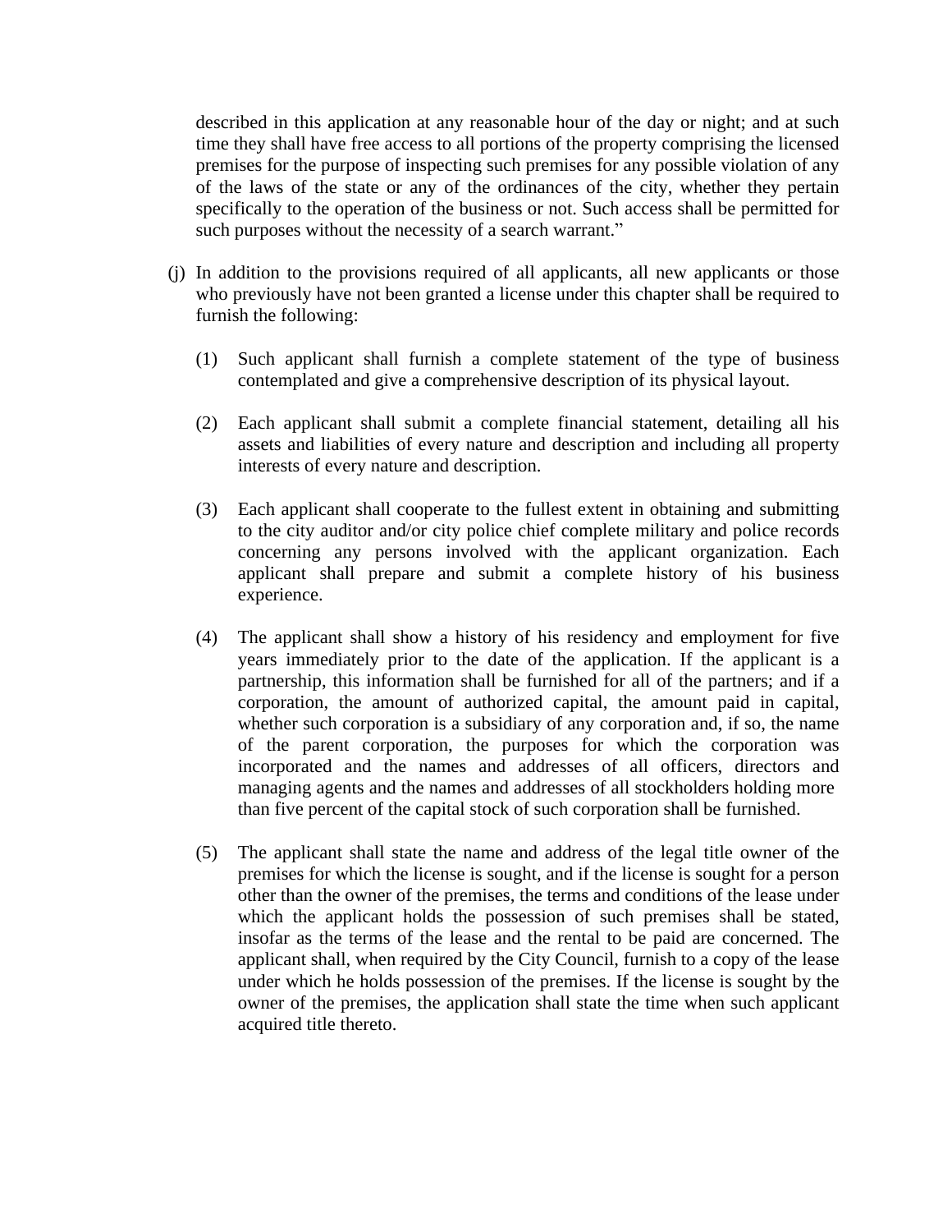described in this application at any reasonable hour of the day or night; and at such time they shall have free access to all portions of the property comprising the licensed premises for the purpose of inspecting such premises for any possible violation of any of the laws of the state or any of the ordinances of the city, whether they pertain specifically to the operation of the business or not. Such access shall be permitted for such purposes without the necessity of a search warrant."

(j) In addition to the provisions required of all applicants, all new applicants or those who previously have not been granted a license under this chapter shall be required to furnish the following:

(1) Such applicant shall furnish a complete statement of the type of business contemplated and give a comprehensive description of its physical layout.

(2) Each applicant shall submit a complete financial statement, detailing all his assets and liabilities of every nature and description and including all property interests of every nature and description.

(3) Each applicant shall cooperate to the fullest extent in obtaining and submitting to the city auditor and/or city police chief complete military and police records concerning any persons involved with the applicant organization. Each applicant shall prepare and submit a complete history of his business experience.

(4) The applicant shall show a history of his residency and employment for five years immediately prior to the date of the application. If the applicant is a partnership, this information shall be furnished for all of the partners; and if a corporation, the amount of authorized capital, the amount paid in capital, whether such corporation is a subsidiary of any corporation and, if so, the name of the parent corporation, the purposes for which the corporation was incorporated and the names and addresses of all officers, directors and managing agents and the names and addresses of all stockholders holding more than five percent of the capital stock of such corporation shall be furnished.

(5) The applicant shall state the name and address of the legal title owner of the premises for which the license is sought, and if the license is sought for a person other than the owner of the premises, the terms and conditions of the lease under which the applicant holds the possession of such premises shall be stated, insofar as the terms of the lease and the rental to be paid are concerned. The applicant shall, when required by the City Council, furnish to a copy of the lease under which he holds possession of the premises. If the license is sought by the owner of the premises, the application shall state the time when such applicant acquired title thereto.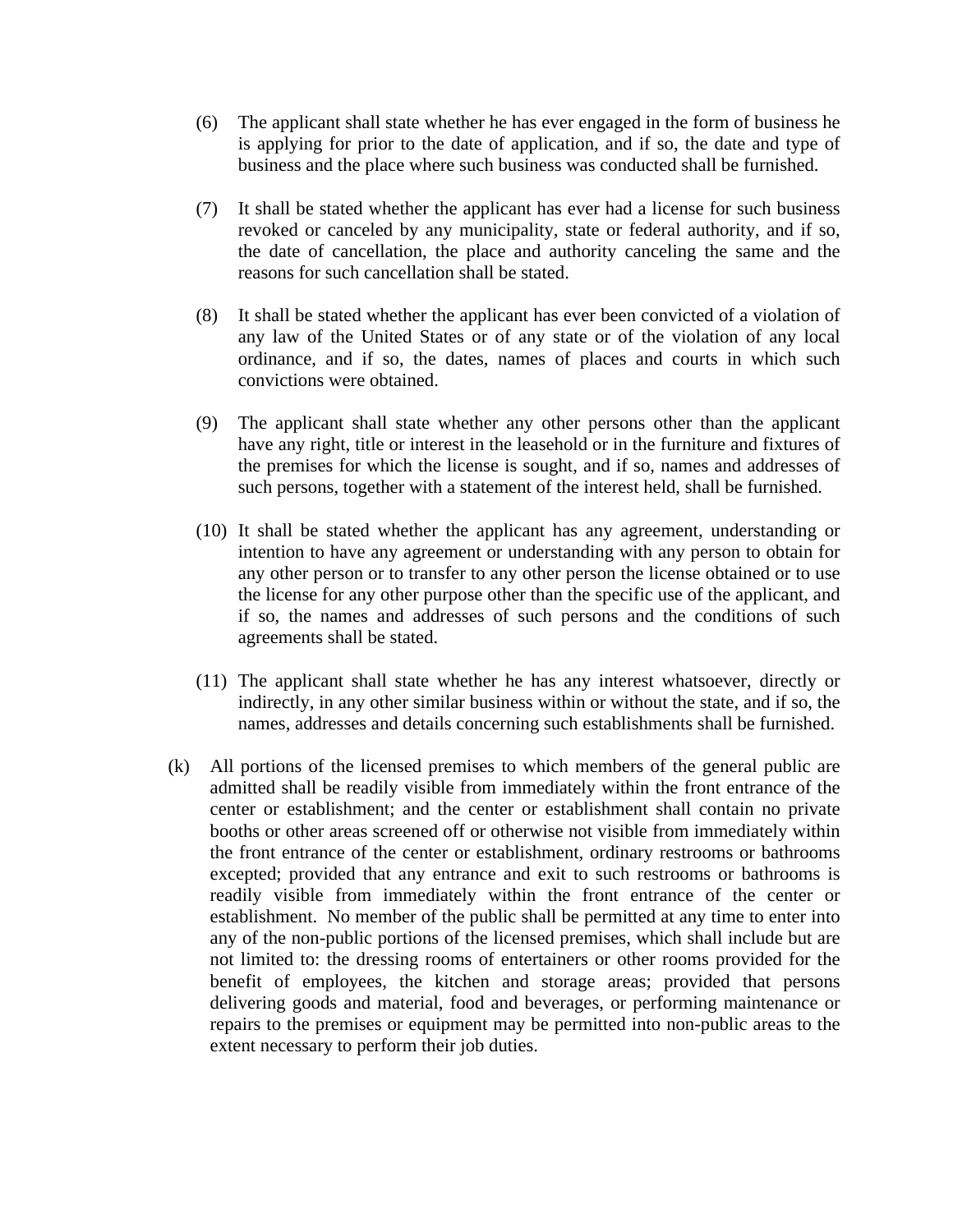(6) The applicant shall state whether he has ever engaged in the form of business he is applying for prior to the date of application, and if so, the date and type of business and the place where such business was conducted shall be furnished.

(7) It shall be stated whether the applicant has ever had a license for such business revoked or canceled by any municipality, state or federal authority, and if so, the date of cancellation, the place and authority canceling the same and the reasons for such cancellation shall be stated.

(8) It shall be stated whether the applicant has ever been convicted of a violation of any law of the United States or of any state or of the violation of any local ordinance, and if so, the dates, names of places and courts in which such convictions were obtained.

(9) The applicant shall state whether any other persons other than the applicant have any right, title or interest in the leasehold or in the furniture and fixtures of the premises for which the license is sought, and if so, names and addresses of such persons, together with a statement of the interest held, shall be furnished.

(10) It shall be stated whether the applicant has any agreement, understanding or intention to have any agreement or understanding with any person to obtain for any other person or to transfer to any other person the license obtained or to use the license for any other purpose other than the specific use of the applicant, and if so, the names and addresses of such persons and the conditions of such agreements shall be stated.

(11) The applicant shall state whether he has any interest whatsoever, directly or indirectly, in any other similar business within or without the state, and if so, the names, addresses and details concerning such establishments shall be furnished.

(k) All portions of the licensed premises to which members of the general public are admitted shall be readily visible from immediately within the front entrance of the center or establishment; and the center or establishment shall contain no private booths or other areas screened off or otherwise not visible from immediately within the front entrance of the center or establishment, ordinary restrooms or bathrooms excepted; provided that any entrance and exit to such restrooms or bathrooms is readily visible from immediately within the front entrance of the center or establishment. No member of the public shall be permitted at any time to enter into any of the non-public portions of the licensed premises, which shall include but are not limited to: the dressing rooms of entertainers or other rooms provided for the benefit of employees, the kitchen and storage areas; provided that persons delivering goods and material, food and beverages, or performing maintenance or repairs to the premises or equipment may be permitted into non-public areas to the extent necessary to perform their job duties.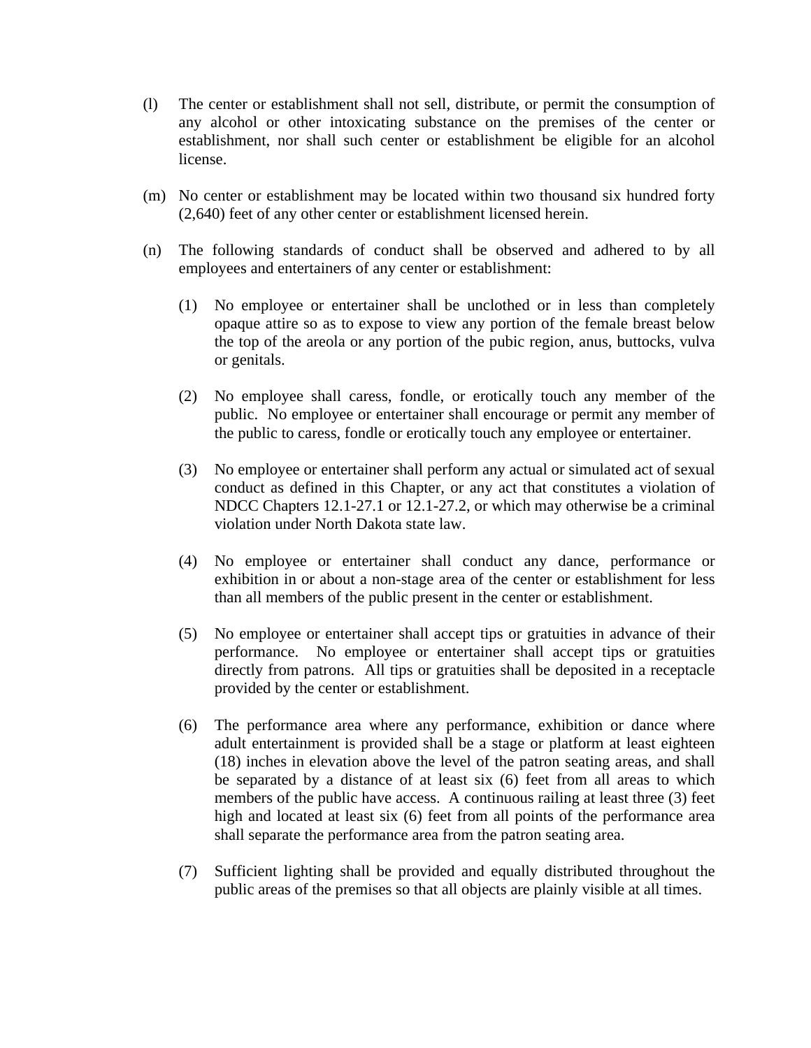(l) The center or establishment shall not sell, distribute, or permit the consumption of any alcohol or other intoxicating substance on the premises of the center or establishment, nor shall such center or establishment be eligible for an alcohol license.

(m) No center or establishment may be located within two thousand six hundred forty (2,640) feet of any other center or establishment licensed herein.

(n) The following standards of conduct shall be observed and adhered to by all employees and entertainers of any center or establishment:

   (1) No employee or entertainer shall be unclothed or in less than completely opaque attire so as to expose to view any portion of the female breast below the top of the areola or any portion of the pubic region, anus, buttocks, vulva or genitals.

   (2) No employee shall caress, fondle, or erotically touch any member of the public. No employee or entertainer shall encourage or permit any member of the public to caress, fondle or erotically touch any employee or entertainer.

   (3) No employee or entertainer shall perform any actual or simulated act of sexual conduct as defined in this Chapter, or any act that constitutes a violation of NDCC Chapters 12.1-27.1 or 12.1-27.2, or which may otherwise be a criminal violation under North Dakota state law.

   (4) No employee or entertainer shall conduct any dance, performance or exhibition in or about a non-stage area of the center or establishment for less than all members of the public present in the center or establishment.

   (5) No employee or entertainer shall accept tips or gratuities in advance of their performance. No employee or entertainer shall accept tips or gratuities directly from patrons. All tips or gratuities shall be deposited in a receptacle provided by the center or establishment.

   (6) The performance area where any performance, exhibition or dance where adult entertainment is provided shall be a stage or platform at least eighteen (18) inches in elevation above the level of the patron seating areas, and shall be separated by a distance of at least six (6) feet from all areas to which members of the public have access. A continuous railing at least three (3) feet high and located at least six (6) feet from all points of the performance area shall separate the performance area from the patron seating area.

   (7) Sufficient lighting shall be provided and equally distributed throughout the public areas of the premises so that all objects are plainly visible at all times.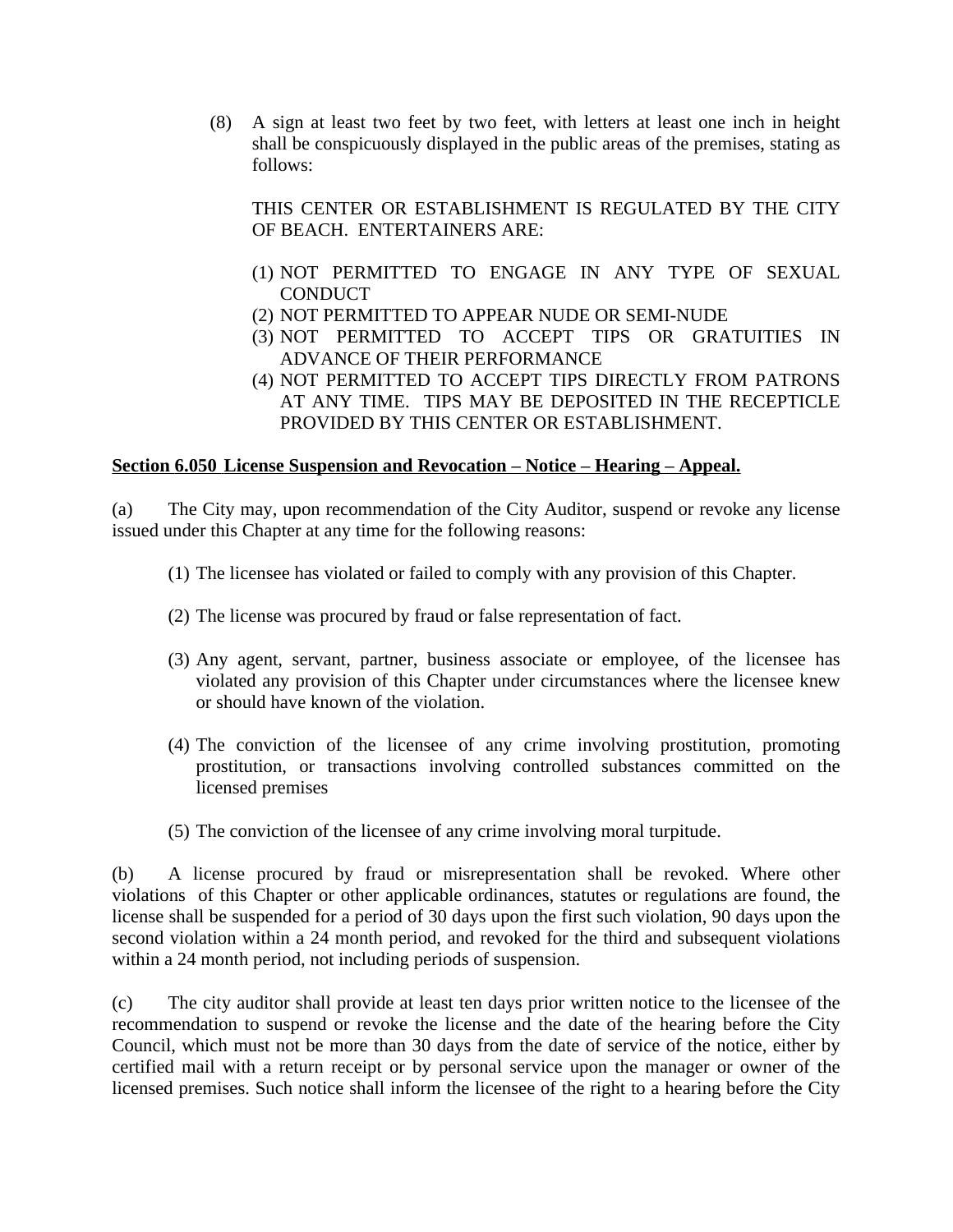(8) A sign at least two feet by two feet, with letters at least one inch in height shall be conspicuously displayed in the public areas of the premises, stating as follows:

THIS CENTER OR ESTABLISHMENT IS REGULATED BY THE CITY OF BEACH. ENTERTAINERS ARE:

(1) NOT PERMITTED TO ENGAGE IN ANY TYPE OF SEXUAL CONDUCT
(2) NOT PERMITTED TO APPEAR NUDE OR SEMI-NUDE
(3) NOT PERMITTED TO ACCEPT TIPS OR GRATUITIES IN ADVANCE OF THEIR PERFORMANCE
(4) NOT PERMITTED TO ACCEPT TIPS DIRECTLY FROM PATRONS AT ANY TIME. TIPS MAY BE DEPOSITED IN THE RECEPTICLE PROVIDED BY THIS CENTER OR ESTABLISHMENT.

**Section 6.050 License Suspension and Revocation – Notice – Hearing – Appeal.**

(a) The City may, upon recommendation of the City Auditor, suspend or revoke any license issued under this Chapter at any time for the following reasons:

(1) The licensee has violated or failed to comply with any provision of this Chapter.

(2) The license was procured by fraud or false representation of fact.

(3) Any agent, servant, partner, business associate or employee, of the licensee has violated any provision of this Chapter under circumstances where the licensee knew or should have known of the violation.

(4) The conviction of the licensee of any crime involving prostitution, promoting prostitution, or transactions involving controlled substances committed on the licensed premises

(5) The conviction of the licensee of any crime involving moral turpitude.

(b) A license procured by fraud or misrepresentation shall be revoked. Where other violations of this Chapter or other applicable ordinances, statutes or regulations are found, the license shall be suspended for a period of 30 days upon the first such violation, 90 days upon the second violation within a 24 month period, and revoked for the third and subsequent violations within a 24 month period, not including periods of suspension.

(c) The city auditor shall provide at least ten days prior written notice to the licensee of the recommendation to suspend or revoke the license and the date of the hearing before the City Council, which must not be more than 30 days from the date of service of the notice, either by certified mail with a return receipt or by personal service upon the manager or owner of the licensed premises. Such notice shall inform the licensee of the right to a hearing before the City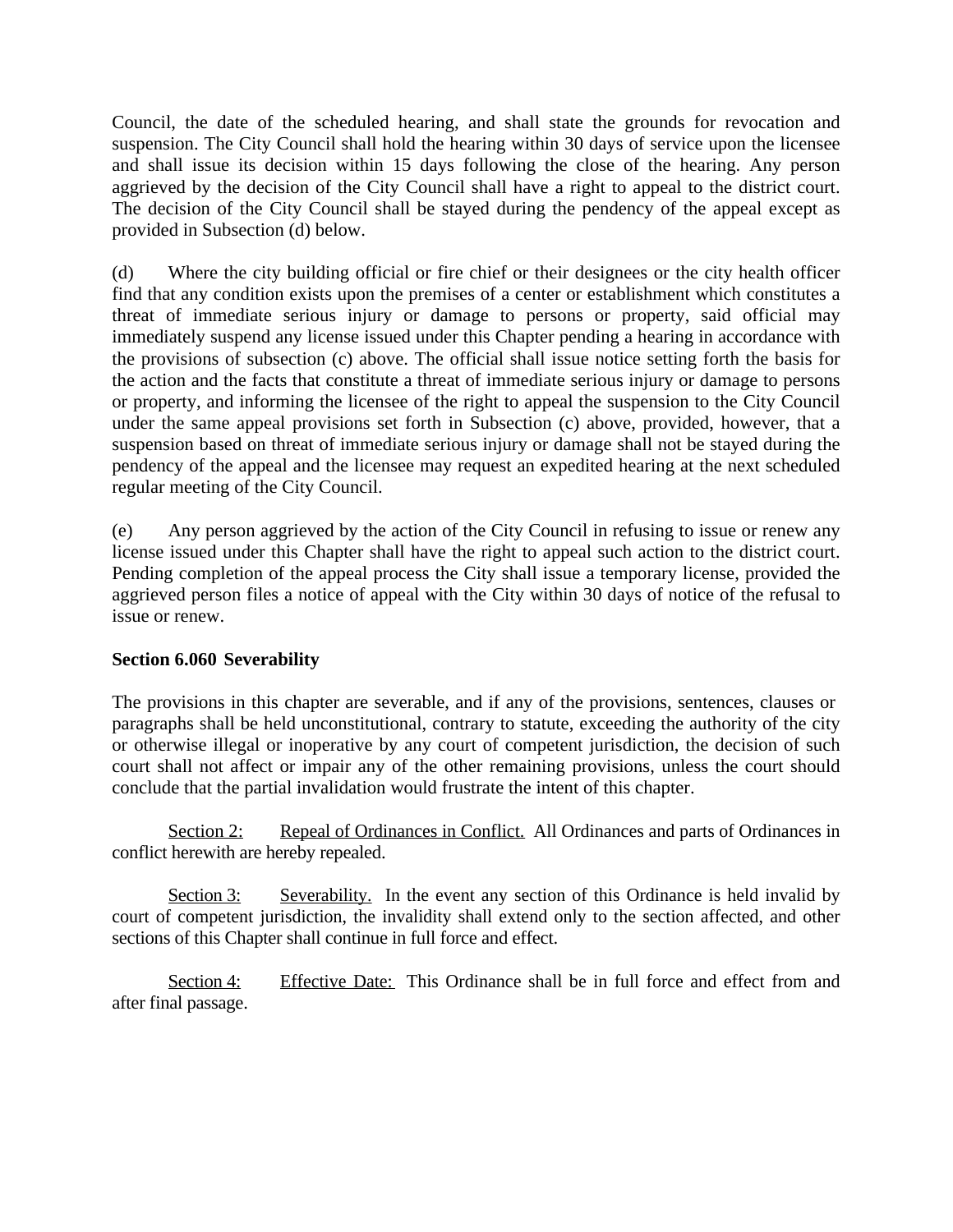Council, the date of the scheduled hearing, and shall state the grounds for revocation and suspension. The City Council shall hold the hearing within 30 days of service upon the licensee and shall issue its decision within 15 days following the close of the hearing. Any person aggrieved by the decision of the City Council shall have a right to appeal to the district court. The decision of the City Council shall be stayed during the pendency of the appeal except as provided in Subsection (d) below.

(d) Where the city building official or fire chief or their designees or the city health officer find that any condition exists upon the premises of a center or establishment which constitutes a threat of immediate serious injury or damage to persons or property, said official may immediately suspend any license issued under this Chapter pending a hearing in accordance with the provisions of subsection (c) above. The official shall issue notice setting forth the basis for the action and the facts that constitute a threat of immediate serious injury or damage to persons or property, and informing the licensee of the right to appeal the suspension to the City Council under the same appeal provisions set forth in Subsection (c) above, provided, however, that a suspension based on threat of immediate serious injury or damage shall not be stayed during the pendency of the appeal and the licensee may request an expedited hearing at the next scheduled regular meeting of the City Council.

(e) Any person aggrieved by the action of the City Council in refusing to issue or renew any license issued under this Chapter shall have the right to appeal such action to the district court. Pending completion of the appeal process the City shall issue a temporary license, provided the aggrieved person files a notice of appeal with the City within 30 days of notice of the refusal to issue or renew.

**Section 6.060 Severability**

The provisions in this chapter are severable, and if any of the provisions, sentences, clauses or paragraphs shall be held unconstitutional, contrary to statute, exceeding the authority of the city or otherwise illegal or inoperative by any court of competent jurisdiction, the decision of such court shall not affect or impair any of the other remaining provisions, unless the court should conclude that the partial invalidation would frustrate the intent of this chapter.

Section 2: Repeal of Ordinances in Conflict. All Ordinances and parts of Ordinances in conflict herewith are hereby repealed.

Section 3: Severability. In the event any section of this Ordinance is held invalid by court of competent jurisdiction, the invalidity shall extend only to the section affected, and other sections of this Chapter shall continue in full force and effect.

Section 4: Effective Date: This Ordinance shall be in full force and effect from and after final passage.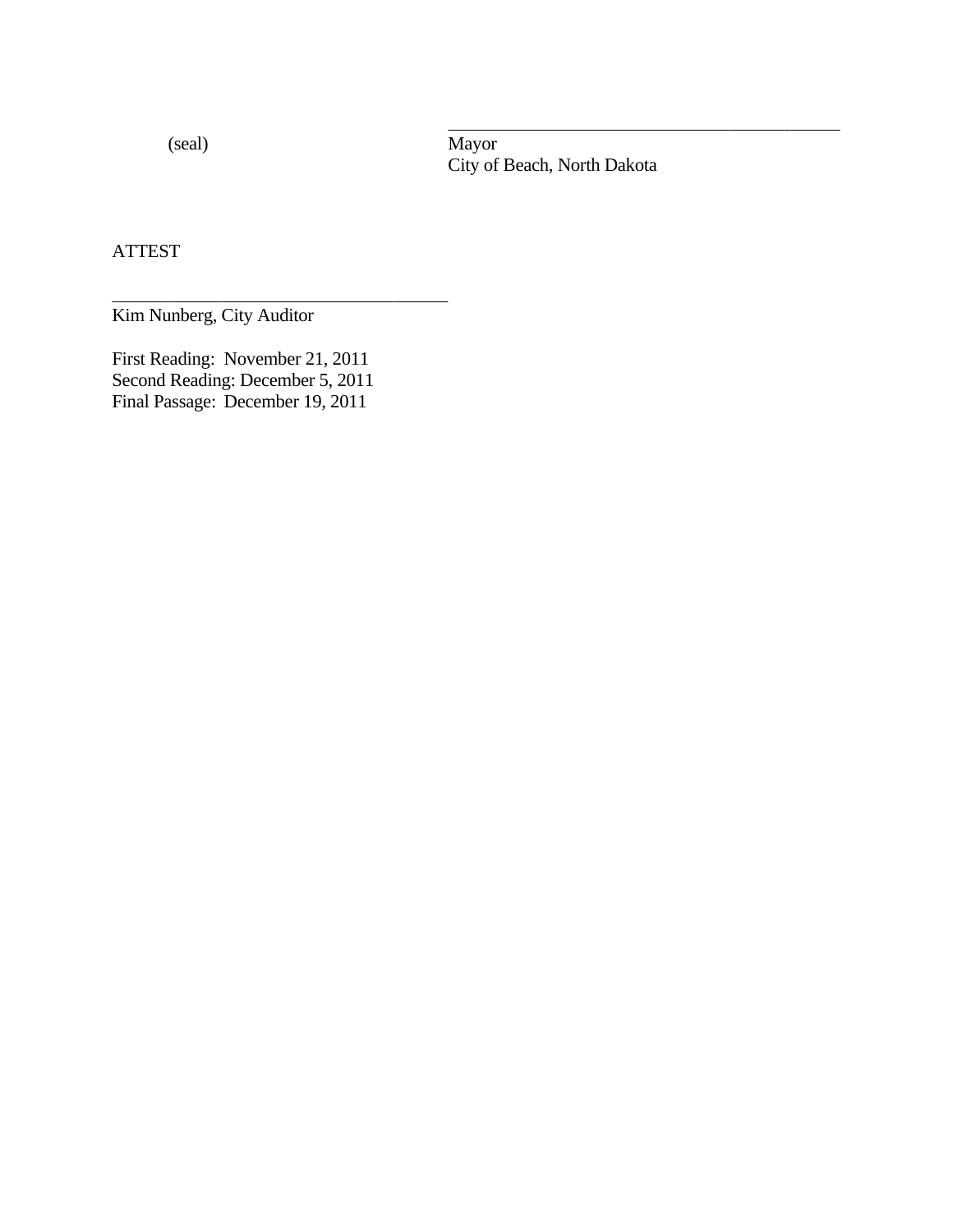(seal)

\_\_\_\_\_\_\_\_\_\_\_\_\_\_\_\_\_\_\_\_\_\_\_\_\_\_\_\_\_\_\_\_\_\_\_\_\_\_\_\_\_\_\_\_
Mayor
City of Beach, North Dakota

ATTEST

\_\_\_\_\_\_\_\_\_\_\_\_\_\_\_\_\_\_\_\_\_\_\_\_\_\_\_\_\_\_\_\_\_\_\_\_\_\_
Kim Nunberg, City Auditor

First Reading: November 21, 2011
Second Reading: December 5, 2011
Final Passage: December 19, 2011